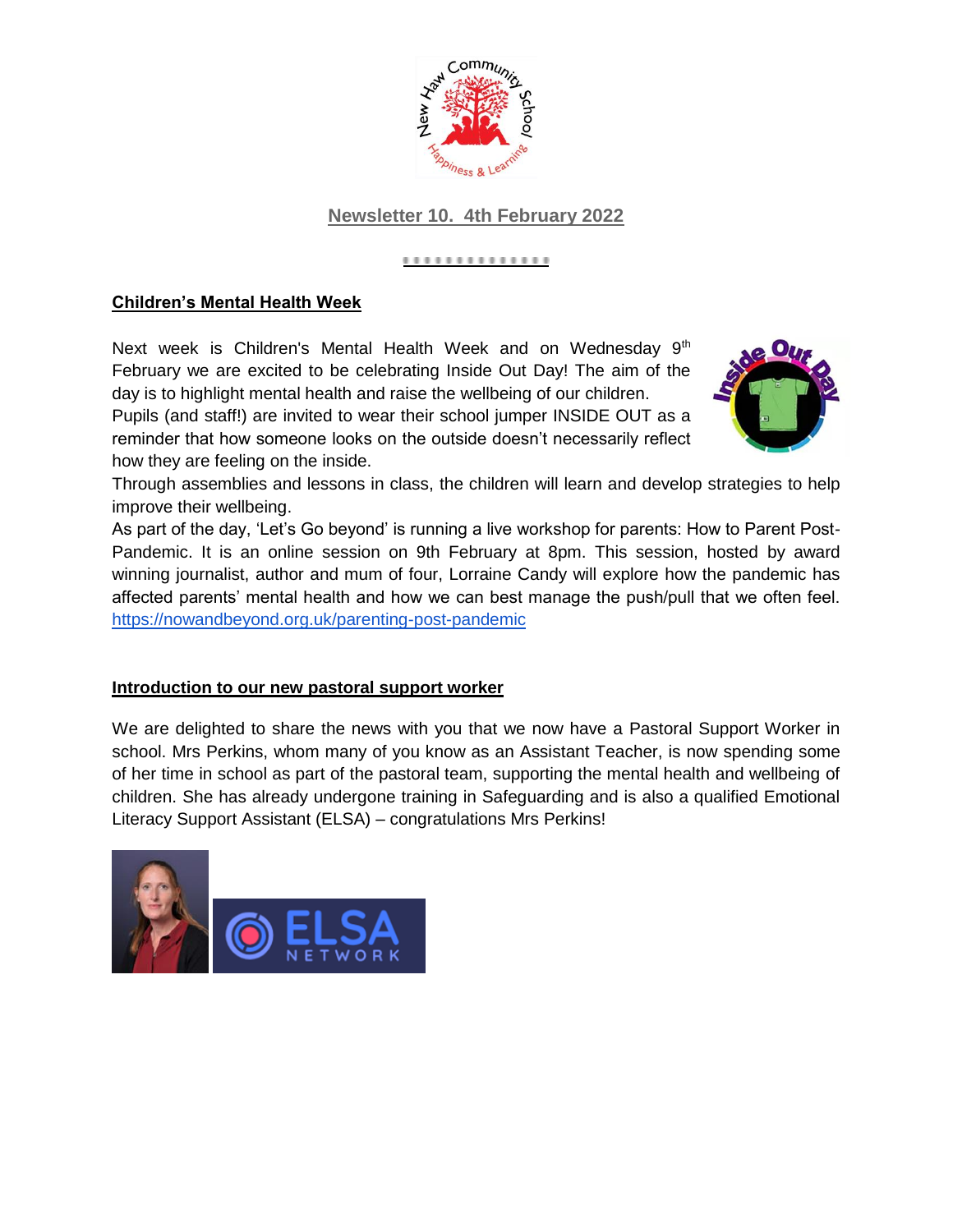# Newsletter 10. 4th February 2022

## Children's Mental Health Week

Next week is Children's Mental Health Week and on Wednesday 9th February we are excited to be celebrating Inside Out Day! The aim of the day is to highlight mental health and raise the wellbeing of our children.
Pupils (and staff!) are invited to wear their school jumper INSIDE OUT as a reminder that how someone looks on the outside doesn't necessarily reflect how they are feeling on the inside.
Through assemblies and lessons in class, the children will learn and develop strategies to help improve their wellbeing.
As part of the day, 'Let's Go beyond' is running a live workshop for parents: How to Parent Post-Pandemic. It is an online session on 9th February at 8pm. This session, hosted by award winning journalist, author and mum of four, Lorraine Candy will explore how the pandemic has affected parents' mental health and how we can best manage the push/pull that we often feel.
https://nowandbeyond.org.uk/parenting-post-pandemic

## Introduction to our new pastoral support worker

We are delighted to share the news with you that we now have a Pastoral Support Worker in school. Mrs Perkins, whom many of you know as an Assistant Teacher, is now spending some of her time in school as part of the pastoral team, supporting the mental health and wellbeing of children. She has already undergone training in Safeguarding and is also a qualified Emotional Literacy Support Assistant (ELSA) – congratulations Mrs Perkins!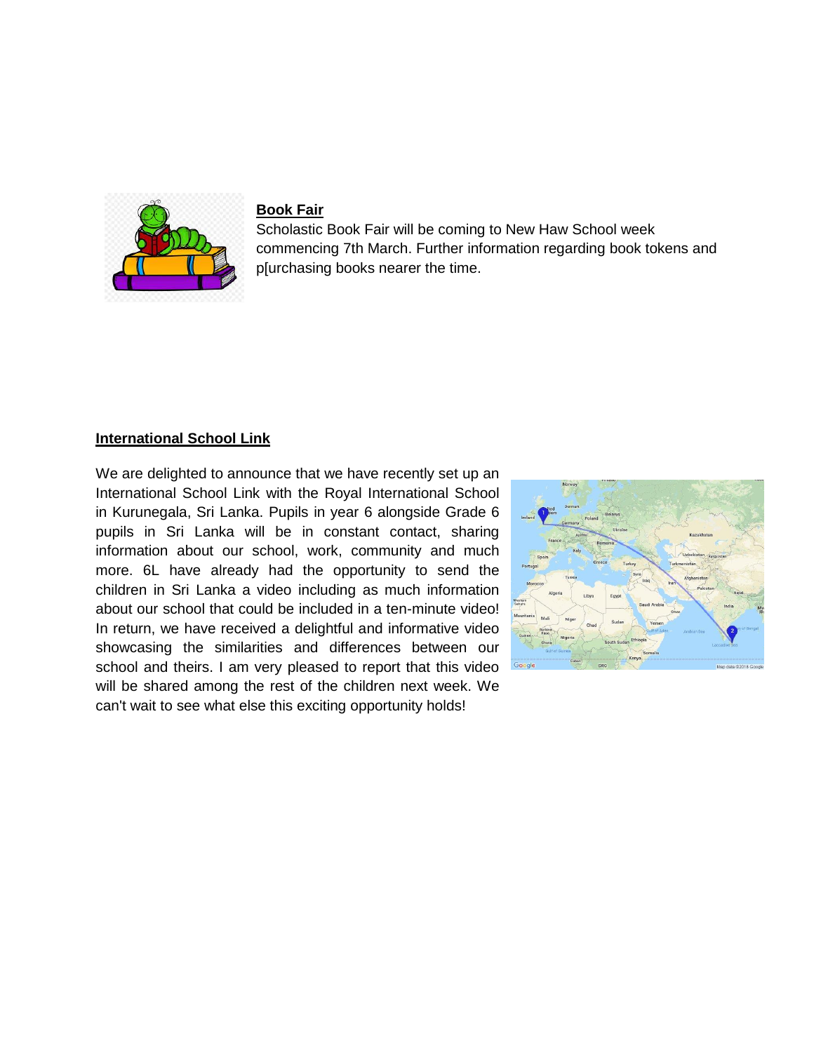**Book Fair**

Scholastic Book Fair will be coming to New Haw School week commencing 7th March. Further information regarding book tokens and p[urchasing books nearer the time.

**International School Link**

We are delighted to announce that we have recently set up an International School Link with the Royal International School in Kurunegala, Sri Lanka. Pupils in year 6 alongside Grade 6 pupils in Sri Lanka will be in constant contact, sharing information about our school, work, community and much more. 6L have already had the opportunity to send the children in Sri Lanka a video including as much information about our school that could be included in a ten-minute video! In return, we have received a delightful and informative video showcasing the similarities and differences between our school and theirs. I am very pleased to report that this video will be shared among the rest of the children next week. We can't wait to see what else this exciting opportunity holds!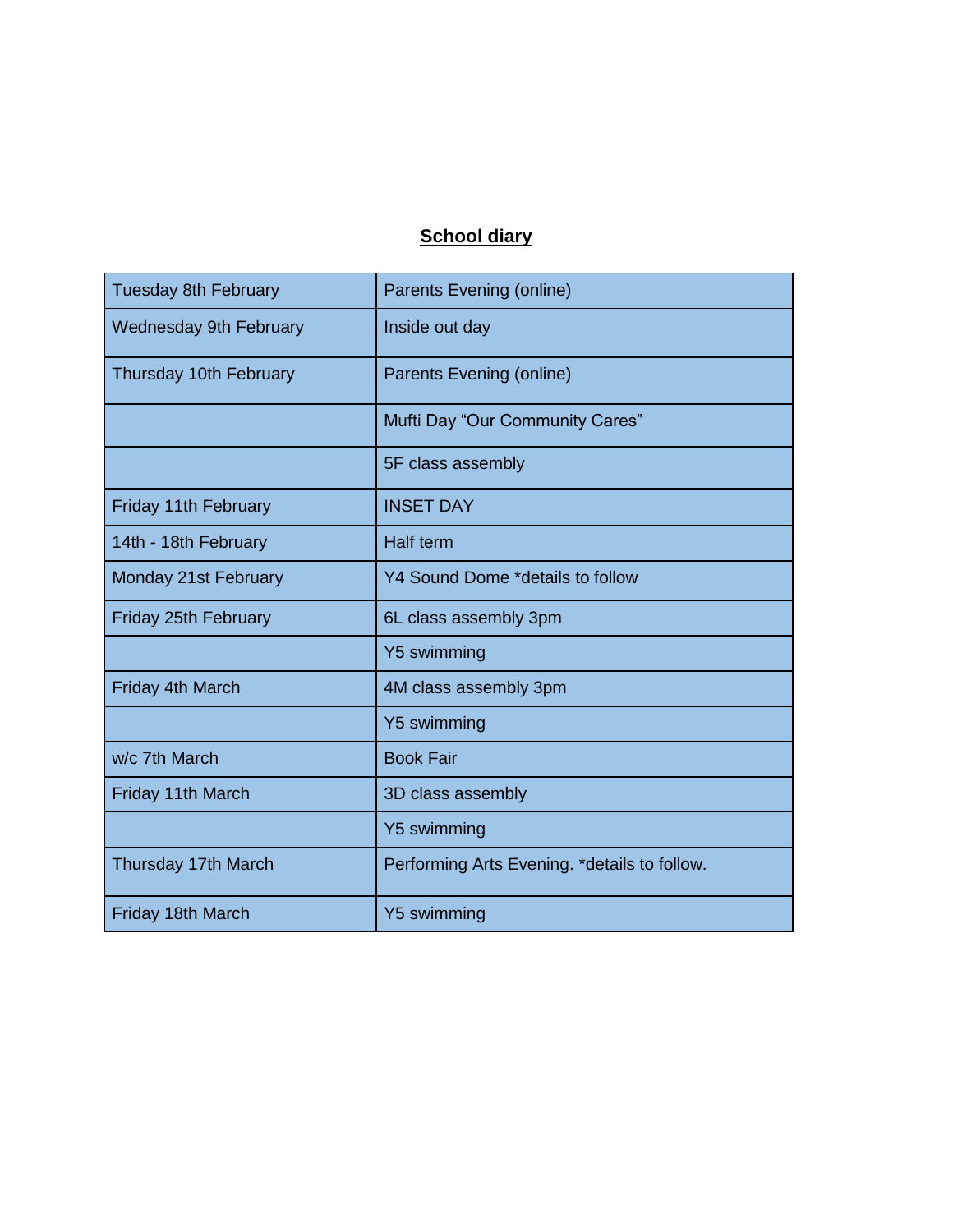**School diary**

| | |
|---|---|
| Tuesday 8th February | Parents Evening (online) |
| Wednesday 9th February | Inside out day |
| Thursday 10th February | Parents Evening (online) |
| | Mufti Day “Our Community Cares” |
| | 5F class assembly |
| Friday 11th February | INSET DAY |
| 14th - 18th February | Half term |
| Monday 21st February | Y4 Sound Dome *details to follow |
| Friday 25th February | 6L class assembly 3pm |
| | Y5 swimming |
| Friday 4th March | 4M class assembly 3pm |
| | Y5 swimming |
| w/c 7th March | Book Fair |
| Friday 11th March | 3D class assembly |
| | Y5 swimming |
| Thursday 17th March | Performing Arts Evening. *details to follow. |
| Friday 18th March | Y5 swimming |